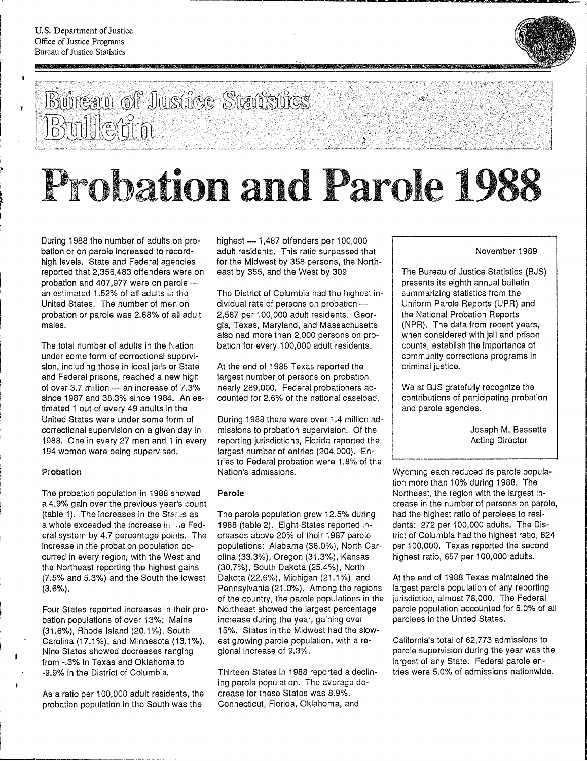U.S. Department of Justice
Office of Justice Programs
Bureau of Justice Statistics

# Bureau of Justice Statistics Bulletin

# Probation and Parole 1988

> November 1989
>
> The Bureau of Justice Statistics (BJS) presents its eighth annual bulletin summarizing statistics from the Uniform Parole Reports (UPR) and the National Probation Reports (NPR). The data from recent years, when considered with jail and prison counts, establish the importance of community corrections programs in criminal justice.
>
> We at BJS gratefully recognize the contributions of participating probation and parole agencies.
>
> Joseph M. Bessette
> Acting Director

During 1988 the number of adults on probation or on parole increased to record-high levels. State and Federal agencies reported that 2,356,483 offenders were on probation and 407,977 were on parole — an estimated 1.52% of all adults in the United States. The number of men on probation or parole was 2.68% of all adult males.

The total number of adults in the Nation under some form of correctional supervision, including those in local jails or State and Federal prisons, reached a new high of over 3.7 million — an increase of 7.3% since 1987 and 38.3% since 1984. An estimated 1 out of every 49 adults in the United States were under some form of correctional supervision on a given day in 1988. One in every 27 men and 1 in every 194 women were being supervised.

## Probation

The probation population in 1988 showed a 4.9% gain over the previous year's count (table 1). The increases in the States as a whole exceeded the increase in the Federal system by 4.7 percentage points. The increase in the probation population occurred in every region, with the West and the Northeast reporting the highest gains (7.5% and 5.3%) and the South the lowest (3.6%).

Four States reported increases in their probation populations of over 13%: Maine (31.6%), Rhode Island (20.1%), South Carolina (17.1%), and Minnesota (13.1%). Nine States showed decreases ranging from -.3% in Texas and Oklahoma to -9.9% in the District of Columbia.

As a ratio per 100,000 adult residents, the probation population in the South was the highest — 1,487 offenders per 100,000 adult residents. This ratio surpassed that for the Midwest by 358 persons, the Northeast by 355, and the West by 309.

The District of Columbia had the highest individual rate of persons on probation — 2,587 per 100,000 adult residents. Georgia, Texas, Maryland, and Massachusetts also had more than 2,000 persons on probation for every 100,000 adult residents.

At the end of 1988 Texas reported the largest number of persons on probation, nearly 289,000. Federal probationers accounted for 2.6% of the national caseload.

During 1988 there were over 1.4 million admissions to probation supervision. Of the reporting jurisdictions, Florida reported the largest number of entries (204,000). Entries to Federal probation were 1.8% of the Nation's admissions.

## Parole

The parole population grew 12.5% during 1988 (table 2). Eight States reported increases above 20% of their 1987 parole populations: Alabama (36.0%), North Carolina (33.3%), Oregon (31.3%), Kansas (30.7%), South Dakota (25.4%), North Dakota (22.6%), Michigan (21.1%), and Pennsylvania (21.0%). Among the regions of the country, the parole populations in the Northeast showed the largest percentage increase during the year, gaining over 15%. States in the Midwest had the slowest growing parole population, with a regional increase of 9.3%.

Thirteen States in 1988 reported a declining parole population. The average decrease for these States was 8.9%. Connecticut, Florida, Oklahoma, and Wyoming each reduced its parole population more than 10% during 1988. The Northeast, the region with the largest increase in the number of persons on parole, had the highest ratio of parolees to residents: 272 per 100,000 adults. The District of Columbia had the highest ratio, 824 per 100,000. Texas reported the second highest ratio, 657 per 100,000 adults.

At the end of 1988 Texas maintained the largest parole population of any reporting jurisdiction, almost 78,000. The Federal parole population accounted for 5.0% of all parolees in the United States.

California's total of 62,773 admissions to parole supervision during the year was the largest of any State. Federal parole entries were 5.0% of admissions nationwide.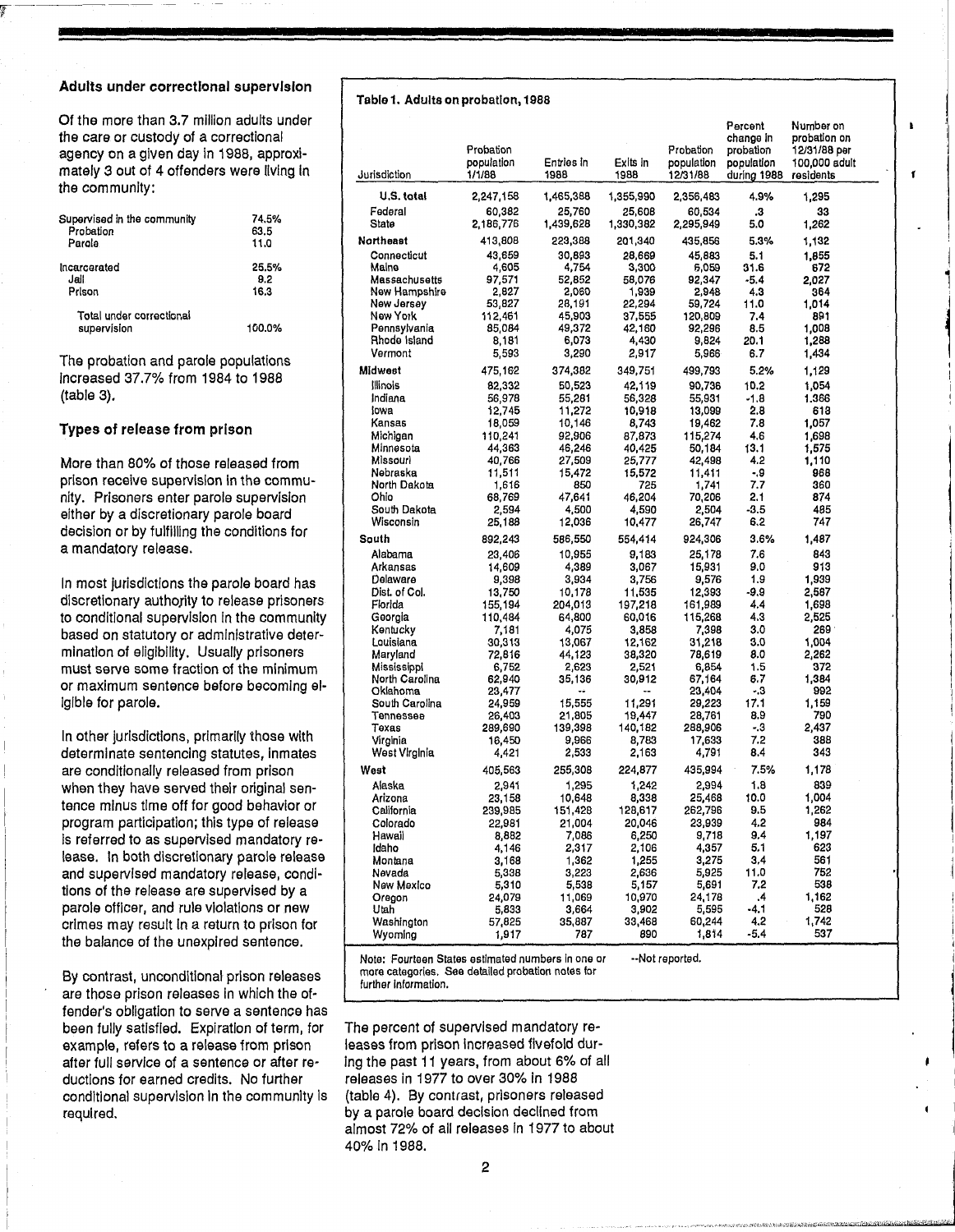### Adults under correctional supervision

Of the more than 3.7 million adults under the care or custody of a correctional agency on a given day in 1988, approximately 3 out of 4 offenders were living in the community:

| | |
|---|---|
| Supervised in the community | 74.5% |
| Probation | 63.5 |
| Parole | 11.0 |
| Incarcerated | 25.5% |
| Jail | 9.2 |
| Prison | 16.3 |
| Total under correctional supervision | 100.0% |

The probation and parole populations increased 37.7% from 1984 to 1988 (table 3).

### Types of release from prison

More than 80% of those released from prison receive supervision in the community. Prisoners enter parole supervision either by a discretionary parole board decision or by fulfilling the conditions for a mandatory release.

In most jurisdictions the parole board has discretionary authority to release prisoners to conditional supervision in the community based on statutory or administrative determination of eligibility. Usually prisoners must serve some fraction of the minimum or maximum sentence before becoming eligible for parole.

In other jurisdictions, primarily those with determinate sentencing statutes, inmates are conditionally released from prison when they have served their original sentence minus time off for good behavior or program participation; this type of release is referred to as supervised mandatory release. In both discretionary parole release and supervised mandatory release, conditions of the release are supervised by a parole officer, and rule violations or new crimes may result in a return to prison for the balance of the unexpired sentence.

By contrast, unconditional prison releases are those prison releases in which the offender's obligation to serve a sentence has been fully satisfied. Expiration of term, for example, refers to a release from prison after full service of a sentence or after reductions for earned credits. No further conditional supervision in the community is required.

**Table 1. Adults on probation, 1988**

| Jurisdiction | Probation population 1/1/88 | Entries in 1988 | Exits in 1988 | Probation population 12/31/88 | Percent change in probation population during 1988 | Number on probation on 12/31/88 per 100,000 adult residents |
|---|---|---|---|---|---|---|
| **U.S. total** | 2,247,158 | 1,465,388 | 1,355,990 | 2,356,483 | 4.9% | 1,295 |
| Federal | 60,382 | 25,760 | 25,608 | 60,534 | .3 | 33 |
| State | 2,186,776 | 1,439,628 | 1,330,382 | 2,295,949 | 5.0 | 1,262 |
| **Northeast** | 413,808 | 223,368 | 201,340 | 435,856 | 5.3% | 1,132 |
| Connecticut | 43,659 | 30,893 | 28,669 | 45,883 | 5.1 | 1,855 |
| Maine | 4,605 | 4,754 | 3,300 | 6,059 | 31.6 | 672 |
| Massachusetts | 97,571 | 52,852 | 58,076 | 92,347 | -5.4 | 2,027 |
| New Hampshire | 2,827 | 2,060 | 1,939 | 2,948 | 4.3 | 364 |
| New Jersey | 53,827 | 28,191 | 22,294 | 59,724 | 11.0 | 1,014 |
| New York | 112,461 | 45,903 | 37,555 | 120,809 | 7.4 | 891 |
| Pennsylvania | 85,084 | 49,372 | 42,160 | 92,296 | 8.5 | 1,008 |
| Rhode Island | 8,181 | 6,073 | 4,430 | 9,824 | 20.1 | 1,288 |
| Vermont | 5,593 | 3,290 | 2,917 | 5,966 | 6.7 | 1,434 |
| **Midwest** | 475,162 | 374,382 | 349,751 | 499,793 | 5.2% | 1,129 |
| Illinois | 82,332 | 50,523 | 42,119 | 90,736 | 10.2 | 1,054 |
| Indiana | 56,978 | 55,281 | 56,328 | 55,931 | -1.8 | 1,366 |
| Iowa | 12,745 | 11,272 | 10,918 | 13,099 | 2.8 | 618 |
| Kansas | 18,059 | 10,146 | 8,743 | 19,462 | 7.8 | 1,057 |
| Michigan | 110,241 | 92,906 | 87,873 | 115,274 | 4.6 | 1,698 |
| Minnesota | 44,363 | 46,246 | 40,425 | 50,184 | 13.1 | 1,575 |
| Missouri | 40,766 | 27,509 | 25,777 | 42,498 | 4.2 | 1,110 |
| Nebraska | 11,511 | 15,472 | 15,572 | 11,411 | -.9 | 968 |
| North Dakota | 1,616 | 850 | 725 | 1,741 | 7.7 | 360 |
| Ohio | 68,769 | 47,641 | 46,204 | 70,206 | 2.1 | 874 |
| South Dakota | 2,594 | 4,500 | 4,590 | 2,504 | -3.5 | 485 |
| Wisconsin | 25,188 | 12,036 | 10,477 | 26,747 | 6.2 | 747 |
| **South** | 892,243 | 586,550 | 554,414 | 924,306 | 3.6% | 1,487 |
| Alabama | 23,406 | 10,955 | 9,183 | 25,178 | 7.6 | 843 |
| Arkansas | 14,609 | 4,389 | 3,067 | 15,931 | 9.0 | 913 |
| Delaware | 9,398 | 3,934 | 3,756 | 9,576 | 1.9 | 1,939 |
| Dist. of Col. | 13,750 | 10,178 | 11,535 | 12,393 | -9.9 | 2,587 |
| Florida | 155,194 | 204,013 | 197,218 | 161,989 | 4.4 | 1,698 |
| Georgia | 110,484 | 64,800 | 60,016 | 115,268 | 4.3 | 2,525 |
| Kentucky | 7,181 | 4,075 | 3,858 | 7,398 | 3.0 | 269 |
| Louisiana | 30,313 | 13,067 | 12,162 | 31,218 | 3.0 | 1,004 |
| Maryland | 72,816 | 44,123 | 38,320 | 78,619 | 8.0 | 2,262 |
| Mississippi | 6,752 | 2,623 | 2,521 | 6,854 | 1.5 | 372 |
| North Carolina | 62,940 | 35,136 | 30,912 | 67,164 | 6.7 | 1,384 |
| Oklahoma | 23,477 | -- | -- | 23,404 | -.3 | 992 |
| South Carolina | 24,959 | 15,555 | 11,291 | 29,223 | 17.1 | 1,159 |
| Tennessee | 26,403 | 21,805 | 19,447 | 28,761 | 8.9 | 790 |
| Texas | 289,690 | 139,398 | 140,182 | 288,906 | -.3 | 2,437 |
| Virginia | 16,450 | 9,966 | 8,783 | 17,633 | 7.2 | 388 |
| West Virginia | 4,421 | 2,533 | 2,163 | 4,791 | 8.4 | 343 |
| **West** | 405,563 | 255,308 | 224,877 | 435,994 | 7.5% | 1,178 |
| Alaska | 2,941 | 1,295 | 1,242 | 2,994 | 1.8 | 839 |
| Arizona | 23,158 | 10,648 | 8,338 | 25,468 | 10.0 | 1,004 |
| California | 239,985 | 151,428 | 128,617 | 262,796 | 9.5 | 1,262 |
| Colorado | 22,981 | 21,004 | 20,046 | 23,939 | 4.2 | 984 |
| Hawaii | 8,882 | 7,086 | 6,250 | 9,718 | 9.4 | 1,197 |
| Idaho | 4,146 | 2,317 | 2,106 | 4,357 | 5.1 | 623 |
| Montana | 3,168 | 1,362 | 1,255 | 3,275 | 3.4 | 561 |
| Nevada | 5,338 | 3,223 | 2,636 | 5,925 | 11.0 | 752 |
| New Mexico | 5,310 | 5,538 | 5,157 | 5,691 | 7.2 | 538 |
| Oregon | 24,079 | 11,069 | 10,970 | 24,178 | .4 | 1,162 |
| Utah | 5,833 | 3,664 | 3,902 | 5,595 | -4.1 | 528 |
| Washington | 57,825 | 35,887 | 33,468 | 60,244 | 4.2 | 1,742 |
| Wyoming | 1,917 | 787 | 890 | 1,814 | -5.4 | 537 |

Note: Fourteen States estimated numbers in one or more categories. See detailed probation notes for further information.

--Not reported.

The percent of supervised mandatory releases from prison increased fivefold during the past 11 years, from about 6% of all releases in 1977 to over 30% in 1988 (table 4). By contrast, prisoners released by a parole board decision declined from almost 72% of all releases in 1977 to about 40% in 1988.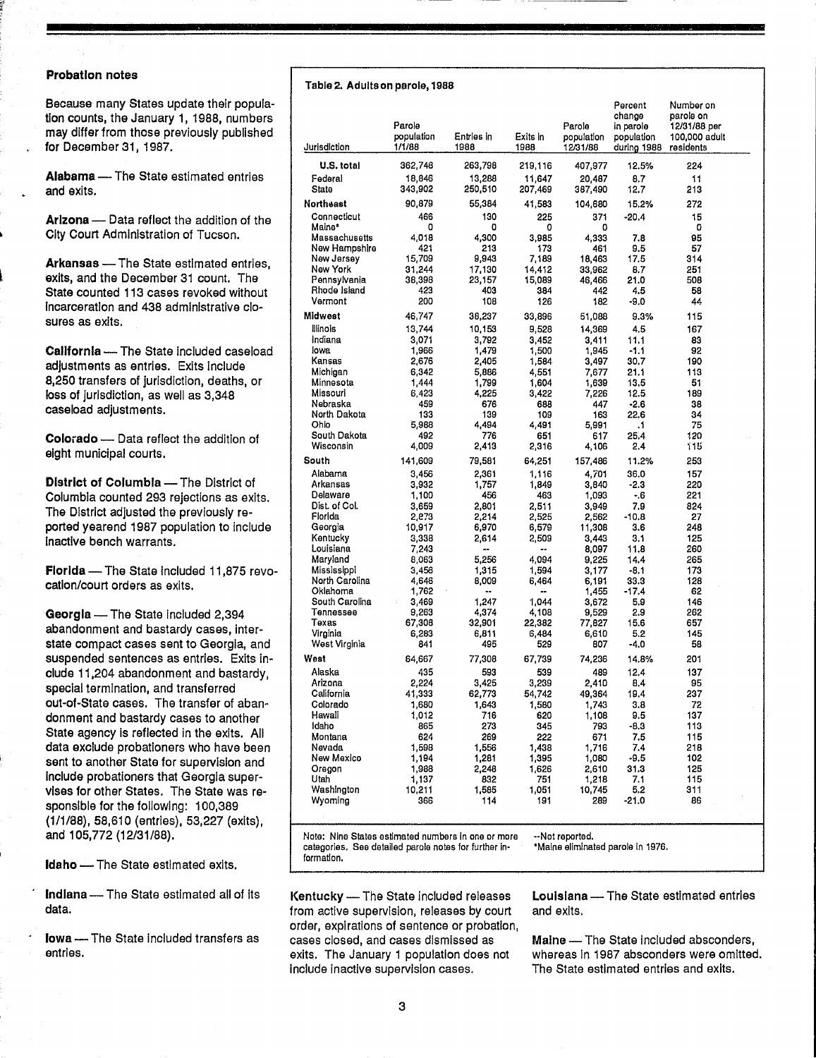### Probation notes

Because many States update their population counts, the January 1, 1988, numbers may differ from those previously published for December 31, 1987.

**Alabama** — The State estimated entries and exits.

**Arizona** — Data reflect the addition of the City Court Administration of Tucson.

**Arkansas** — The State estimated entries, exits, and the December 31 count. The State counted 113 cases revoked without incarceration and 438 administrative closures as exits.

**California** — The State included caseload adjustments as entries. Exits include 8,250 transfers of jurisdiction, deaths, or loss of jurisdiction, as well as 3,348 caseload adjustments.

**Colorado** — Data reflect the addition of eight municipal courts.

**District of Columbia** — The District of Columbia counted 293 rejections as exits. The District adjusted the previously reported yearend 1987 population to include inactive bench warrants.

**Florida** — The State included 11,875 revocation/court orders as exits.

**Georgia** — The State included 2,394 abandonment and bastardy cases, interstate compact cases sent to Georgia, and suspended sentences as entries. Exits include 11,204 abandonment and bastardy, special termination, and transferred out-of-State cases. The transfer of abandonment and bastardy cases to another State agency is reflected in the exits. All data exclude probationers who have been sent to another State for supervision and include probationers that Georgia supervises for other States. The State was responsible for the following: 100,389 (1/1/88), 58,610 (entries), 53,227 (exits), and 105,772 (12/31/88).

**Idaho** — The State estimated exits.

**Indiana** — The State estimated all of its data.

**Iowa** — The State included transfers as entries.

**Table 2. Adults on parole, 1988**

| Jurisdiction | Parole population 1/1/88 | Entries in 1988 | Exits in 1988 | Parole population 12/31/88 | Percent change in parole population during 1988 | Number on parole on 12/31/88 per 100,000 adult residents |
|---|---|---|---|---|---|---|
| **U.S. total** | 362,748 | 263,798 | 219,116 | 407,977 | 12.5% | 224 |
| Federal | 18,846 | 13,288 | 11,647 | 20,487 | 8.7 | 11 |
| State | 343,902 | 250,510 | 207,469 | 387,490 | 12.7 | 213 |
| **Northeast** | 90,879 | 55,384 | 41,583 | 104,680 | 15.2% | 272 |
| Connecticut | 466 | 130 | 225 | 371 | -20.4 | 15 |
| Maine* | 0 | 0 | 0 | 0 | | 0 |
| Massachusetts | 4,018 | 4,300 | 3,985 | 4,333 | 7.8 | 95 |
| New Hampshire | 421 | 213 | 173 | 461 | 9.5 | 57 |
| New Jersey | 15,709 | 9,943 | 7,189 | 18,463 | 17.5 | 314 |
| New York | 31,244 | 17,130 | 14,412 | 33,962 | 8.7 | 251 |
| Pennsylvania | 38,398 | 23,157 | 15,089 | 46,466 | 21.0 | 508 |
| Rhode Island | 423 | 403 | 384 | 442 | 4.5 | 58 |
| Vermont | 200 | 108 | 126 | 182 | -9.0 | 44 |
| **Midwest** | 46,747 | 38,237 | 33,896 | 51,088 | 9.3% | 115 |
| Illinois | 13,744 | 10,153 | 9,528 | 14,369 | 4.5 | 167 |
| Indiana | 3,071 | 3,792 | 3,452 | 3,411 | 11.1 | 83 |
| Iowa | 1,966 | 1,479 | 1,500 | 1,945 | -1.1 | 92 |
| Kansas | 2,676 | 2,405 | 1,584 | 3,497 | 30.7 | 190 |
| Michigan | 6,342 | 5,886 | 4,551 | 7,677 | 21.1 | 113 |
| Minnesota | 1,444 | 1,799 | 1,604 | 1,639 | 13.5 | 51 |
| Missouri | 6,423 | 4,225 | 3,422 | 7,226 | 12.5 | 189 |
| Nebraska | 459 | 676 | 688 | 447 | -2.6 | 38 |
| North Dakota | 133 | 139 | 109 | 163 | 22.6 | 34 |
| Ohio | 5,988 | 4,494 | 4,491 | 5,991 | .1 | 75 |
| South Dakota | 492 | 776 | 651 | 617 | 25.4 | 120 |
| Wisconsin | 4,009 | 2,413 | 2,316 | 4,106 | 2.4 | 115 |
| **South** | 141,609 | 79,581 | 64,251 | 157,486 | 11.2% | 253 |
| Alabama | 3,456 | 2,361 | 1,116 | 4,701 | 36.0 | 157 |
| Arkansas | 3,932 | 1,757 | 1,849 | 3,840 | -2.3 | 220 |
| Delaware | 1,100 | 456 | 463 | 1,093 | -.6 | 221 |
| Dist. of Col. | 3,659 | 2,801 | 2,511 | 3,949 | 7.9 | 824 |
| Florida | 2,873 | 2,214 | 2,525 | 2,562 | -10.8 | 27 |
| Georgia | 10,917 | 6,970 | 6,579 | 11,308 | 3.6 | 248 |
| Kentucky | 3,338 | 2,614 | 2,509 | 3,443 | 3.1 | 125 |
| Louisiana | 7,243 | -- | -- | 8,097 | 11.8 | 260 |
| Maryland | 8,063 | 5,256 | 4,094 | 9,225 | 14.4 | 265 |
| Mississippi | 3,456 | 1,315 | 1,594 | 3,177 | -8.1 | 173 |
| North Carolina | 4,646 | 8,009 | 6,464 | 6,191 | 33.3 | 128 |
| Oklahoma | 1,762 | -- | -- | 1,455 | -17.4 | 62 |
| South Carolina | 3,469 | 1,247 | 1,044 | 3,672 | 5.9 | 146 |
| Tennessee | 9,263 | 4,374 | 4,108 | 9,529 | 2.9 | 262 |
| Texas | 67,308 | 32,901 | 22,382 | 77,827 | 15.6 | 657 |
| Virginia | 6,283 | 6,811 | 6,484 | 6,610 | 5.2 | 145 |
| West Virginia | 841 | 495 | 529 | 807 | -4.0 | 58 |
| **West** | 64,667 | 77,308 | 67,739 | 74,236 | 14.8% | 201 |
| Alaska | 435 | 593 | 539 | 489 | 12.4 | 137 |
| Arizona | 2,224 | 3,425 | 3,239 | 2,410 | 8.4 | 95 |
| California | 41,333 | 62,773 | 54,742 | 49,364 | 19.4 | 237 |
| Colorado | 1,680 | 1,643 | 1,580 | 1,743 | 3.8 | 72 |
| Hawaii | 1,012 | 716 | 620 | 1,108 | 9.5 | 137 |
| Idaho | 865 | 273 | 345 | 793 | -8.3 | 113 |
| Montana | 624 | 269 | 222 | 671 | 7.5 | 115 |
| Nevada | 1,598 | 1,556 | 1,438 | 1,716 | 7.4 | 218 |
| New Mexico | 1,194 | 1,281 | 1,395 | 1,080 | -9.5 | 102 |
| Oregon | 1,988 | 2,248 | 1,626 | 2,610 | 31.3 | 125 |
| Utah | 1,137 | 832 | 751 | 1,218 | 7.1 | 115 |
| Washington | 10,211 | 1,585 | 1,051 | 10,745 | 5.2 | 311 |
| Wyoming | 366 | 114 | 191 | 289 | -21.0 | 86 |

Note: Nine States estimated numbers in one or more categories. See detailed parole notes for further information.

--Not reported.

*Maine eliminated parole in 1976.

**Kentucky** — The State included releases from active supervision, releases by court order, expirations of sentence or probation, cases closed, and cases dismissed as exits. The January 1 population does not include inactive supervision cases.

**Louisiana** — The State estimated entries and exits.

**Maine** — The State included absconders, whereas in 1987 absconders were omitted. The State estimated entries and exits.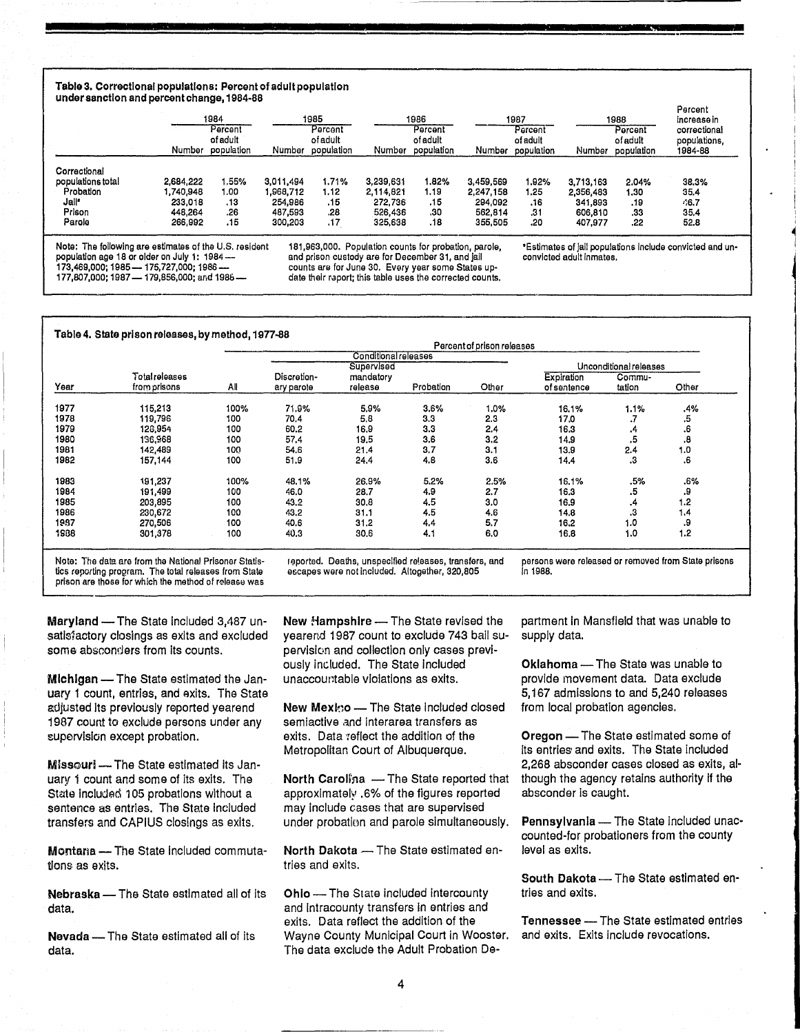**Table 3. Correctional populations: Percent of adult population under sanction and percent change, 1984-88**

| | 1984 | | 1985 | | 1986 | | 1987 | | 1988 | | Percent increase in correctional populations, 1984-88 |
|---|---|---|---|---|---|---|---|---|---|---|---|
| | Number | Percent of adult population | Number | Percent of adult population | Number | Percent of adult population | Number | Percent of adult population | Number | Percent of adult population | |
| Correctional populations total | 2,684,222 | 1.55% | 3,011,494 | 1.71% | 3,239,631 | 1.82% | 3,459,569 | 1.92% | 3,713,163 | 2.04% | 38.3% |
| Probation | 1,740,948 | 1.00 | 1,968,712 | 1.12 | 2,114,821 | 1.19 | 2,247,158 | 1.25 | 2,356,483 | 1.30 | 35.4 |
| Jail* | 233,018 | .13 | 254,986 | .15 | 272,736 | .15 | 294,092 | .16 | 341,893 | .19 | 46.7 |
| Prison | 448,264 | .26 | 487,593 | .28 | 526,436 | .30 | 562,814 | .31 | 606,810 | .33 | 35.4 |
| Parole | 266,992 | .15 | 300,203 | .17 | 325,638 | .18 | 355,505 | .20 | 407,977 | .22 | 52.8 |

Note: The following are estimates of the U.S. resident population age 18 or older on July 1: 1984 — 173,469,000; 1985 — 175,727,000; 1986 — 177,807,000; 1987 — 179,856,000; and 1988 — 181,963,000. Population counts for probation, parole, and prison custody are for December 31, and jail counts are for June 30. Every year some States update their report; this table uses the corrected counts.

*Estimates of jail populations include convicted and unconvicted adult inmates.

**Table 4. State prison releases, by method, 1977-88**

| | | Percent of prison releases | | | | | | | |
|---|---|---|---|---|---|---|---|---|---|
| | | | Conditional releases | | | | Unconditional releases | | |
| Year | Total releases from prisons | All | Discretionary parole | Supervised mandatory release | Probation | Other | Expiration of sentence | Commutation | Other |
| 1977 | 115,213 | 100% | 71.9% | 5.9% | 3.6% | 1.0% | 16.1% | 1.1% | .4% |
| 1978 | 119,796 | 100 | 70.4 | 5.8 | 3.3 | 2.3 | 17.0 | .7 | .5 |
| 1979 | 128,954 | 100 | 60.2 | 16.9 | 3.3 | 2.4 | 16.3 | .4 | .6 |
| 1980 | 136,968 | 100 | 57.4 | 19.5 | 3.6 | 3.2 | 14.9 | .5 | .8 |
| 1981 | 142,489 | 100 | 54.6 | 21.4 | 3.7 | 3.1 | 13.9 | 2.4 | 1.0 |
| 1982 | 157,144 | 100 | 51.9 | 24.4 | 4.8 | 3.6 | 14.4 | .3 | .6 |
| 1983 | 191,237 | 100% | 48.1% | 26.9% | 5.2% | 2.5% | 16.1% | .5% | .6% |
| 1984 | 191,499 | 100 | 46.0 | 28.7 | 4.9 | 2.7 | 16.3 | .5 | .9 |
| 1985 | 203,895 | 100 | 43.2 | 30.8 | 4.5 | 3.0 | 16.9 | .4 | 1.2 |
| 1986 | 230,672 | 100 | 43.2 | 31.1 | 4.5 | 4.6 | 14.8 | .3 | 1.4 |
| 1987 | 270,506 | 100 | 40.6 | 31.2 | 4.4 | 5.7 | 16.2 | 1.0 | .9 |
| 1988 | 301,378 | 100 | 40.3 | 30.6 | 4.1 | 6.0 | 16.8 | 1.0 | 1.2 |

Note: The data are from the National Prisoner Statistics reporting program. The total releases from State prison are those for which the method of release was reported. Deaths, unspecified releases, transfers, and escapes were not included. Altogether, 320,805 persons were released or removed from State prisons in 1988.

**Maryland** — The State included 3,487 unsatisfactory closings as exits and excluded some absconders from its counts.

**Michigan** — The State estimated the January 1 count, entries, and exits. The State adjusted its previously reported yearend 1987 count to exclude persons under any supervision except probation.

**Missouri** — The State estimated its January 1 count and some of its exits. The State included 105 probations without a sentence as entries. The State included transfers and CAPIUS closings as exits.

**Montana** — The State included commutations as exits.

**Nebraska** — The State estimated all of its data.

**Nevada** — The State estimated all of its data.

**New Hampshire** — The State revised the yearend 1987 count to exclude 743 bail supervision and collection only cases previously included. The State included unaccountable violations as exits.

**New Mexico** — The State included closed semiactive and interarea transfers as exits. Data reflect the addition of the Metropolitan Court of Albuquerque.

**North Carolina** — The State reported that approximately .6% of the figures reported may include cases that are supervised under probation and parole simultaneously.

**North Dakota** — The State estimated entries and exits.

**Ohio** — The State included intercounty and intracounty transfers in entries and exits. Data reflect the addition of the Wayne County Municipal Court in Wooster. The data exclude the Adult Probation Department in Mansfield that was unable to supply data.

**Oklahoma** — The State was unable to provide movement data. Data exclude 5,167 admissions to and 5,240 releases from local probation agencies.

**Oregon** — The State estimated some of its entries and exits. The State included 2,268 absconder cases closed as exits, although the agency retains authority if the absconder is caught.

**Pennsylvania** — The State included unaccounted-for probationers from the county level as exits.

**South Dakota** — The State estimated entries and exits.

**Tennessee** — The State estimated entries and exits. Exits include revocations.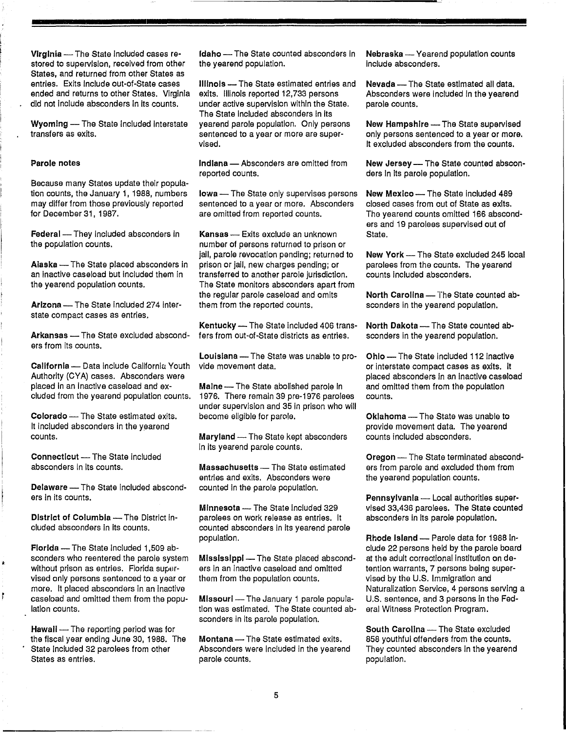**Virginia** — The State included cases restored to supervision, received from other States, and returned from other States as entries. Exits include out-of-State cases ended and returns to other States. Virginia did not include absconders in its counts.

**Wyoming** — The State included interstate transfers as exits.

### Parole notes

Because many States update their population counts, the January 1, 1988, numbers may differ from those previously reported for December 31, 1987.

**Federal** — They included absconders in the population counts.

**Alaska** — The State placed absconders in an inactive caseload but included them in the yearend population counts.

**Arizona** — The State included 274 interstate compact cases as entries.

**Arkansas** — The State excluded absconders from its counts.

**California** — Data include California Youth Authority (CYA) cases. Absconders were placed in an inactive caseload and excluded from the yearend population counts.

**Colorado** — The State estimated exits. It included absconders in the yearend counts.

**Connecticut** — The State included absconders in its counts.

**Delaware** — The State included absconders in its counts.

**District of Columbia** — The District included absconders in its counts.

**Florida** — The State included 1,509 absconders who reentered the parole system without prison as entries. Florida supervised only persons sentenced to a year or more. It placed absconders in an inactive caseload and omitted them from the population counts.

**Hawaii** — The reporting period was for the fiscal year ending June 30, 1988. The State included 32 parolees from other States as entries.

**Idaho** — The State counted absconders in the yearend population.

**Illinois** — The State estimated entries and exits. Illinois reported 12,733 persons under active supervision within the State. The State included absconders in its yearend parole population. Only persons sentenced to a year or more are supervised.

**Indiana** — Absconders are omitted from reported counts.

**Iowa** — The State only supervises persons sentenced to a year or more. Absconders are omitted from reported counts.

**Kansas** — Exits exclude an unknown number of persons returned to prison or jail, parole revocation pending; returned to prison or jail, new charges pending; or transferred to another parole jurisdiction. The State monitors absconders apart from the regular parole caseload and omits them from the reported counts.

**Kentucky** — The State included 406 transfers from out-of-State districts as entries.

**Louisiana** — The State was unable to provide movement data.

**Maine** — The State abolished parole in 1976. There remain 39 pre-1976 parolees under supervision and 35 in prison who will become eligible for parole.

**Maryland** — The State kept absconders in its yearend parole counts.

**Massachusetts** — The State estimated entries and exits. Absconders were counted in the parole population.

**Minnesota** — The State included 329 parolees on work release as entries. It counted absconders in its yearend parole population.

**Mississippi** — The State placed absconders in an inactive caseload and omitted them from the population counts.

**Missouri** — The January 1 parole population was estimated. The State counted absconders in its parole population.

**Montana** — The State estimated exits. Absconders were included in the yearend parole counts.

**Nebraska** — Yearend population counts include absconders.

**Nevada** — The State estimated all data. Absconders were included in the yearend parole counts.

**New Hampshire** — The State supervised only persons sentenced to a year or more. It excluded absconders from the counts.

**New Jersey** — The State counted absconders in its parole population.

**New Mexico** — The State included 489 closed cases from out of State as exits. The yearend counts omitted 166 absconders and 19 parolees supervised out of State.

**New York** — The State excluded 245 local parolees from the counts. The yearend counts included absconders.

**North Carolina** — The State counted absconders in the yearend population.

**North Dakota** — The State counted absconders in the yearend population.

**Ohio** — The State included 112 inactive or interstate compact cases as exits. It placed absconders in an inactive caseload and omitted them from the population counts.

**Oklahoma** — The State was unable to provide movement data. The yearend counts included absconders.

**Oregon** — The State terminated absconders from parole and excluded them from the yearend population counts.

**Pennsylvania** — Local authorities supervised 33,436 parolees. The State counted absconders in its parole population.

**Rhode Island** — Parole data for 1988 include 22 persons held by the parole board at the adult correctional institution on detention warrants, 7 persons being supervised by the U.S. Immigration and Naturalization Service, 4 persons serving a U.S. sentence, and 3 persons in the Federal Witness Protection Program.

**South Carolina** — The State excluded 858 youthful offenders from the counts. They counted absconders in the yearend population.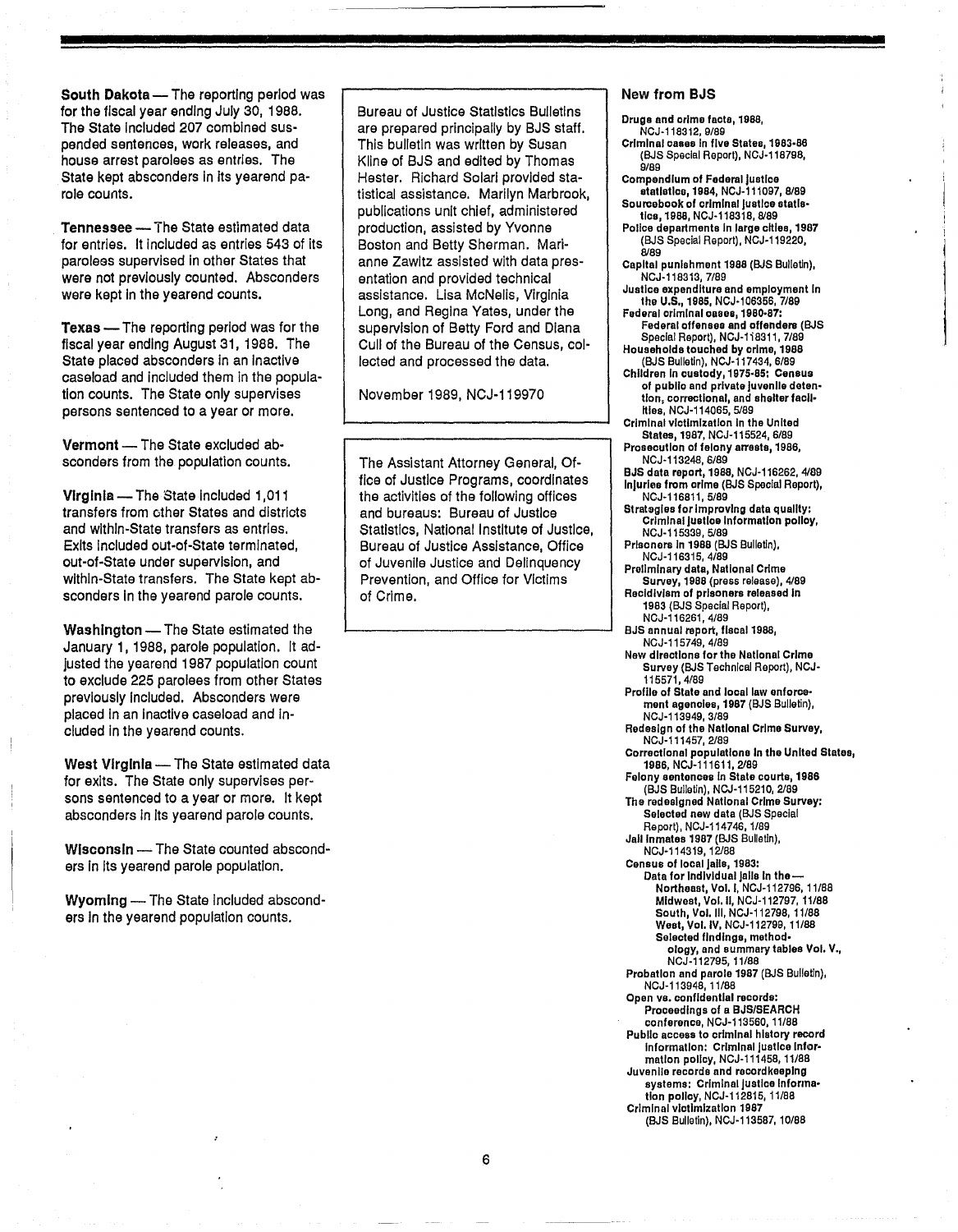**South Dakota** — The reporting period was for the fiscal year ending July 30, 1988. The State included 207 combined suspended sentences, work releases, and house arrest parolees as entries. The State kept absconders in its yearend parole counts.

**Tennessee** — The State estimated data for entries. It included as entries 543 of its parolees supervised in other States that were not previously counted. Absconders were kept in the yearend counts.

**Texas** — The reporting period was for the fiscal year ending August 31, 1988. The State placed absconders in an inactive caseload and included them in the population counts. The State only supervises persons sentenced to a year or more.

**Vermont** — The State excluded absconders from the population counts.

**Virginia** — The State included 1,011 transfers from other States and districts and within-State transfers as entries. Exits included out-of-State terminated, out-of-State under supervision, and within-State transfers. The State kept absconders in the yearend parole counts.

**Washington** — The State estimated the January 1, 1988, parole population. It adjusted the yearend 1987 population count to exclude 225 parolees from other States previously included. Absconders were placed in an inactive caseload and included in the yearend counts.

**West Virginia** — The State estimated data for exits. The State only supervises persons sentenced to a year or more. It kept absconders in its yearend parole counts.

**Wisconsin** — The State counted absconders in its yearend parole population.

**Wyoming** — The State included absconders in the yearend population counts.

---

Bureau of Justice Statistics Bulletins are prepared principally by BJS staff. This bulletin was written by Susan Kline of BJS and edited by Thomas Hester. Richard Solari provided statistical assistance. Marilyn Marbrook, publications unit chief, administered production, assisted by Yvonne Boston and Betty Sherman. Marianne Zawitz assisted with data presentation and provided technical assistance. Lisa McNelis, Virginia Long, and Regina Yates, under the supervision of Betty Ford and Diana Cull of the Bureau of the Census, collected and processed the data.

November 1989, NCJ-119970

---

The Assistant Attorney General, Office of Justice Programs, coordinates the activities of the following offices and bureaus: Bureau of Justice Statistics, National Institute of Justice, Bureau of Justice Assistance, Office of Juvenile Justice and Delinquency Prevention, and Office for Victims of Crime.

---

## New from BJS

- **Drugs and crime facts, 1988,** NCJ-118312, 9/89
- **Criminal cases in five States, 1983-86** (BJS Special Report), NCJ-118798, 9/89
- **Compendium of Federal justice statistics, 1984,** NCJ-111097, 8/89
- **Sourcebook of criminal justice statistics, 1988,** NCJ-118318, 8/89
- **Police departments in large cities, 1987** (BJS Special Report), NCJ-119220, 8/89
- **Capital punishment 1988** (BJS Bulletin), NCJ-118313, 7/89
- **Justice expenditure and employment in the U.S., 1985,** NCJ-106356, 7/89
- **Federal criminal cases, 1980-87: Federal offenses and offenders** (BJS Special Report), NCJ-118311, 7/89
- **Households touched by crime, 1988** (BJS Bulletin), NCJ-117434, 6/89
- **Children in custody, 1975-85: Census of public and private juvenile detention, correctional, and shelter facilities,** NCJ-114065, 5/89
- **Criminal victimization in the United States, 1987,** NCJ-115524, 6/89
- **Prosecution of felony arrests, 1986,** NCJ-113248, 6/89
- **BJS data report, 1988,** NCJ-116262, 4/89
- **Injuries from crime** (BJS Special Report), NCJ-116811, 5/89
- **Strategies for improving data quality: Criminal justice information policy,** NCJ-115339, 5/89
- **Prisoners in 1988** (BJS Bulletin), NCJ-116315, 4/89
- **Preliminary data, National Crime Survey, 1988** (press release), 4/89
- **Recidivism of prisoners released in 1983** (BJS Special Report), NCJ-116261, 4/89
- **BJS annual report, fiscal 1988,** NCJ-115749, 4/89
- **New directions for the National Crime Survey** (BJS Technical Report), NCJ-115571, 4/89
- **Profile of State and local law enforcement agencies, 1987** (BJS Bulletin), NCJ-113949, 3/89
- **Redesign of the National Crime Survey,** NCJ-111457, 2/89
- **Correctional populations in the United States, 1986,** NCJ-111611, 2/89
- **Felony sentences in State courts, 1986** (BJS Bulletin), NCJ-115210, 2/89
- **The redesigned National Crime Survey: Selected new data** (BJS Special Report), NCJ-114746, 1/89
- **Jail inmates 1987** (BJS Bulletin), NCJ-114319, 12/88
- **Census of local jails, 1983: Data for individual jails in the—**
  - **Northeast, Vol. I,** NCJ-112796, 11/88
  - **Midwest, Vol. II,** NCJ-112797, 11/88
  - **South, Vol. III,** NCJ-112798, 11/88
  - **West, Vol. IV,** NCJ-112799, 11/88
  - **Selected findings, methodology, and summary tables Vol. V.,** NCJ-112795, 11/88
- **Probation and parole 1987** (BJS Bulletin), NCJ-113948, 11/88
- **Open vs. confidential records: Proceedings of a BJS/SEARCH conference,** NCJ-113560, 11/88
- **Public access to criminal history record information: Criminal justice information policy,** NCJ-111458, 11/88
- **Juvenile records and recordkeeping systems: Criminal justice information policy,** NCJ-112815, 11/88
- **Criminal victimization 1987** (BJS Bulletin), NCJ-113587, 10/88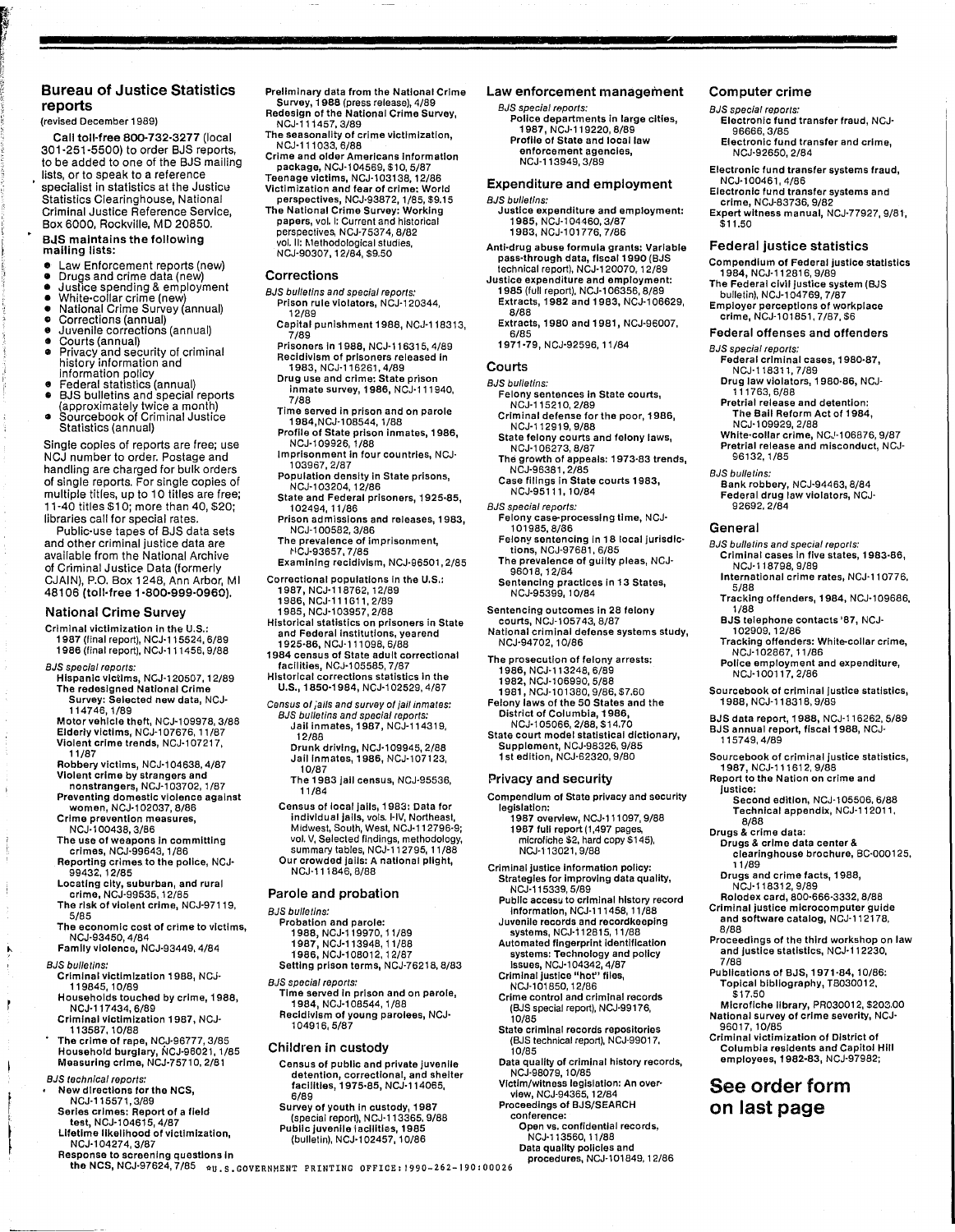## Bureau of Justice Statistics reports

(revised December 1989)

**Call toll-free 800-732-3277** (local 301-251-5500) to order BJS reports, to be added to one of the BJS mailing lists, or to speak to a reference specialist in statistics at the Justice Statistics Clearinghouse, National Criminal Justice Reference Service, Box 6000, Rockville, MD 20850.

**BJS maintains the following mailing lists:**

- Law Enforcement reports (new)
- Drugs and crime data (new)
- Justice spending & employment
- White-collar crime (new)
- National Crime Survey (annual)
- Corrections (annual)
- Juvenile corrections (annual)
- Courts (annual)
- Privacy and security of criminal history information and information policy
- Federal statistics (annual)
- BJS bulletins and special reports (approximately twice a month)
- Sourcebook of Criminal Justice Statistics (annual)

Single copies of reports are free; use NCJ number to order. Postage and handling are charged for bulk orders of single reports. For single copies of multiple titles, up to 10 titles are free; 11-40 titles $10; more than 40, $20; libraries call for special rates.

Public-use tapes of BJS data sets and other criminal justice data are available from the National Archive of Criminal Justice Data (formerly CJAIN), P.O. Box 1248, Ann Arbor, MI 48106 **(toll-free 1-800-999-0960).**

### National Crime Survey

**Criminal victimization in the U.S.:**
- **1987** (final report), NCJ-115524, 6/89
- **1986** (final report), NCJ-111456, 9/88

*BJS special reports:*
- **Hispanic victims,** NCJ-120507, 12/89
- **The redesigned National Crime Survey: Selected new data,** NCJ-114746, 1/89
- **Motor vehicle theft,** NCJ-109978, 3/88
- **Elderly victims,** NCJ-107676, 11/87
- **Violent crime trends,** NCJ-107217, 11/87
- **Robbery victims,** NCJ-104638, 4/87
- **Violent crime by strangers and nonstrangers,** NCJ-103702, 1/87
- **Preventing domestic violence against women,** NCJ-102037, 8/86
- **Crime prevention measures,** NCJ-100438, 3/86
- **The use of weapons in committing crimes,** NCJ-99643, 1/86
- **Reporting crimes to the police,** NCJ-99432, 12/85
- **Locating city, suburban, and rural crime,** NCJ-99535, 12/85
- **The risk of violent crime,** NCJ-97119, 5/85
- **The economic cost of crime to victims,** NCJ-93450, 4/84
- **Family violence,** NCJ-93449, 4/84

*BJS bulletins:*
- **Criminal victimization 1988,** NCJ-119845, 10/89
- **Households touched by crime, 1988,** NCJ-117434, 6/89
- **Criminal victimization 1987,** NCJ-113587, 10/88
- **The crime of rape,** NCJ-96777, 3/85
- **Household burglary,** NCJ-96021, 1/85
- **Measuring crime,** NCJ-75710, 2/81

*BJS technical reports:*
- **New directions for the NCS,** NCJ-115571, 3/89
- **Series crimes: Report of a field test,** NCJ-104615, 4/87
- **Lifetime likelihood of victimization,** NCJ-104274, 3/87
- **Response to screening questions in the NCS,** NCJ-97624, 7/85

**Preliminary data from the National Crime Survey, 1988** (press release), 4/89
**Redesign of the National Crime Survey,** NCJ-111457, 3/89
**The seasonality of crime victimization,** NCJ-111033, 6/88
**Crime and older Americans information package,** NCJ-104569, $10, 5/87
**Teenage victims,** NCJ-103138, 12/86
**Victimization and fear of crime: World perspectives,** NCJ-93872, 1/85, $9.15
**The National Crime Survey: Working papers,** vol. I: Current and historical perspectives, NCJ-75374, 8/82; vol. II: Methodological studies, NCJ-90307, 12/84, $9.50

### Corrections

*BJS bulletins and special reports:*
- **Prison rule violators,** NCJ-120344, 12/89
- **Capital punishment 1988,** NCJ-118313, 7/89
- **Prisoners in 1988,** NCJ-116315, 4/89
- **Recidivism of prisoners released in 1983,** NCJ-116261, 4/89
- **Drug use and crime: State prison inmate survey, 1986,** NCJ-111940, 7/88
- **Time served in prison and on parole 1984,** NCJ-108544, 1/88
- **Profile of State prison inmates, 1986,** NCJ-109926, 1/88
- **Imprisonment in four countries,** NCJ-103967, 2/87
- **Population density in State prisons,** NCJ-103204, 12/86
- **State and Federal prisoners, 1925-85,** 102494, 11/86
- **Prison admissions and releases, 1983,** NCJ-100582, 3/86
- **The prevalence of imprisonment,** NCJ-93657, 7/85
- **Examining recidivism,** NCJ-96501, 2/85

**Correctional populations in the U.S.:**
- **1987,** NCJ-118762, 12/89
- **1986,** NCJ-111611, 2/89
- **1985,** NCJ-103957, 2/88

**Historical statistics on prisoners in State and Federal institutions, yearend 1925-86,** NCJ-111098, 6/88
**1984 census of State adult correctional facilities,** NCJ-105585, 7/87
**Historical corrections statistics in the U.S., 1850-1984,** NCJ-102529, 4/87

*Census of jails and survey of jail inmates:*
*BJS bulletins and special reports:*
- **Jail inmates, 1987,** NCJ-114319, 12/88
- **Drunk driving,** NCJ-109945, 2/88
- **Jail inmates, 1986,** NCJ-107123, 10/87
- **The 1983 jail census,** NCJ-95536, 11/84

**Census of local jails, 1983: Data for individual jails,** vols. I-IV, Northeast, Midwest, South, West, NCJ-112796-9; vol. V, Selected findings, methodology, summary tables, NCJ-112795, 11/88
**Our crowded jails: A national plight,** NCJ-111846, 8/88

### Parole and probation

*BJS bulletins:*
- **Probation and parole:**
  - **1988,** NCJ-119970, 11/89
  - **1987,** NCJ-113948, 11/88
  - **1986,** NCJ-108012, 12/87
- **Setting prison terms,** NCJ-76218, 8/83

*BJS special reports:*
- **Time served in prison and on parole, 1984,** NCJ-108544, 1/88
- **Recidivism of young parolees,** NCJ-104916, 5/87

### Children in custody

**Census of public and private juvenile detention, correctional, and shelter facilities, 1975-85,** NCJ-114065, 6/89
**Survey of youth in custody, 1987** (special report), NCJ-113365, 9/88
**Public juvenile facilities, 1985** (bulletin), NCJ-102457, 10/86

### Law enforcement management

*BJS special reports:*
- **Police departments in large cities, 1987,** NCJ-119220, 8/89
- **Profile of State and local law enforcement agencies,** NCJ-113949, 3/89

### Expenditure and employment

*BJS bulletins:*
- **Justice expenditure and employment:**
  - **1985,** NCJ-104460, 3/87
  - **1983,** NCJ-101776, 7/86

**Anti-drug abuse formula grants: Variable pass-through data, fiscal 1990** (BJS technical report), NCJ-120070, 12/89
**Justice expenditure and employment:**
- **1985** (full report), NCJ-106356, 8/89
- **Extracts, 1982 and 1983,** NCJ-106629, 8/88
- **Extracts, 1980 and 1981,** NCJ-96007, 6/85
- **1971-79,** NCJ-92596, 11/84

### Courts

*BJS bulletins:*
- **Felony sentences in State courts,** NCJ-115210, 2/89
- **Criminal defense for the poor, 1986,** NCJ-112919, 9/88
- **State felony courts and felony laws,** NCJ-106273, 8/87
- **The growth of appeals: 1973-83 trends,** NCJ-96381, 2/85
- **Case filings in State courts 1983,** NCJ-95111, 10/84

*BJS special reports:*
- **Felony case-processing time,** NCJ-101985, 8/86
- **Felony sentencing in 18 local jurisdictions,** NCJ-97681, 6/85
- **The prevalence of guilty pleas,** NCJ-96018, 12/84
- **Sentencing practices in 13 States,** NCJ-95399, 10/84

**Sentencing outcomes in 28 felony courts,** NCJ-105743, 8/87
**National criminal defense systems study,** NCJ-94702, 10/86
**The prosecution of felony arrests:**
- **1986,** NCJ-113248, 6/89
- **1982,** NCJ-106990, 5/88
- **1981,** NCJ-101380, 9/86, $7.60

**Felony laws of the 50 States and the District of Columbia, 1986,** NCJ-105066, 2/88, $14.70
**State court model statistical dictionary, Supplement,** NCJ-98326, 9/85
**1st edition,** NCJ-62320, 9/80

### Privacy and security

**Compendium of State privacy and security legislation:**
- **1987 overview,** NCJ-111097, 9/88
- **1987 full report** (1,497 pages, microfiche $2, hard copy $145), NCJ-113021, 9/88

**Criminal justice information policy:**
- **Strategies for improving data quality,** NCJ-115339, 5/89
- **Public access to criminal history record information,** NCJ-111458, 11/88
- **Juvenile records and recordkeeping systems,** NCJ-112815, 11/88
- **Automated fingerprint identification systems: Technology and policy issues,** NCJ-104342, 4/87
- **Criminal justice "hot" files,** NCJ-101850, 12/86
- **Crime control and criminal records** (BJS special report), NCJ-99176, 10/85
- **State criminal records repositories** (BJS technical report), NCJ-99017, 10/85
- **Data quality of criminal history records,** NCJ-98079, 10/85
- **Victim/witness legislation: An overview,** NCJ-94365, 12/84
- **Proceedings of BJS/SEARCH conference:**
  - **Open vs. confidential records,** NCJ-113560, 11/88
  - **Data quality policies and procedures,** NCJ-101849, 12/86

### Computer crime

*BJS special reports:*
- **Electronic fund transfer fraud,** NCJ-96666, 3/85
- **Electronic fund transfer and crime,** NCJ-92650, 2/84

**Electronic fund transfer systems fraud,** NCJ-100461, 4/86
**Electronic fund transfer systems and crime,** NCJ-83736, 9/82
**Expert witness manual,** NCJ-77927, 9/81, $11.50

### Federal justice statistics

**Compendium of Federal justice statistics 1984,** NCJ-112816, 9/89
**The Federal civil justice system** (BJS bulletin), NCJ-104769, 7/87
**Employer perceptions of workplace crime,** NCJ-101851, 7/87, $6

### Federal offenses and offenders

*BJS special reports:*
- **Federal criminal cases, 1980-87,** NCJ-118311, 7/89
- **Drug law violators, 1980-86,** NCJ-111763, 6/88
- **Pretrial release and detention: The Bail Reform Act of 1984,** NCJ-109929, 2/88
- **White-collar crime,** NCJ-106876, 9/87
- **Pretrial release and misconduct,** NCJ-96132, 1/85

*BJS bulletins:*
- **Bank robbery,** NCJ-94463, 8/84
- **Federal drug law violators,** NCJ-92692, 2/84

### General

*BJS bulletins and special reports:*
- **Criminal cases in five states, 1983-86,** NCJ-118798, 9/89
- **International crime rates,** NCJ-110776, 5/88
- **Tracking offenders, 1984,** NCJ-109686, 1/88
- **BJS telephone contacts '87,** NCJ-102909, 12/86
- **Tracking offenders: White-collar crime,** NCJ-102867, 11/86
- **Police employment and expenditure,** NCJ-100117, 2/86

**Sourcebook of criminal justice statistics, 1988,** NCJ-118318, 9/89
**BJS data report, 1988,** NCJ-116262, 5/89
**BJS annual report, fiscal 1988,** NCJ-115749, 4/89
**Sourcebook of criminal justice statistics, 1987,** NCJ-111612, 9/88
**Report to the Nation on crime and justice:**
- **Second edition,** NCJ-105506, 6/88
- **Technical appendix,** NCJ-112011, 8/88

**Drugs & crime data:**
- **Drugs & crime data center & clearinghouse brochure,** BC-000125, 11/89
- **Drugs and crime facts, 1988,** NCJ-118312, 9/89
- **Rolodex card,** 800-666-3332, 8/88

**Criminal justice microcomputer guide and software catalog,** NCJ-112178, 8/88
**Proceedings of the third workshop on law and justice statistics,** NCJ-112230, 7/88
**Publications of BJS, 1971-84,** 10/86:
- **Topical bibliography,** TB030012, $17.50
- **Microfiche library,** PR030012, $203.00

**National survey of crime severity,** NCJ-96017, 10/85
**Criminal victimization of District of Columbia residents and Capitol Hill employees, 1982-83,** NCJ-97982;

## See order form on last page

*U.S. GOVERNMENT PRINTING OFFICE: 1990-262-190:00026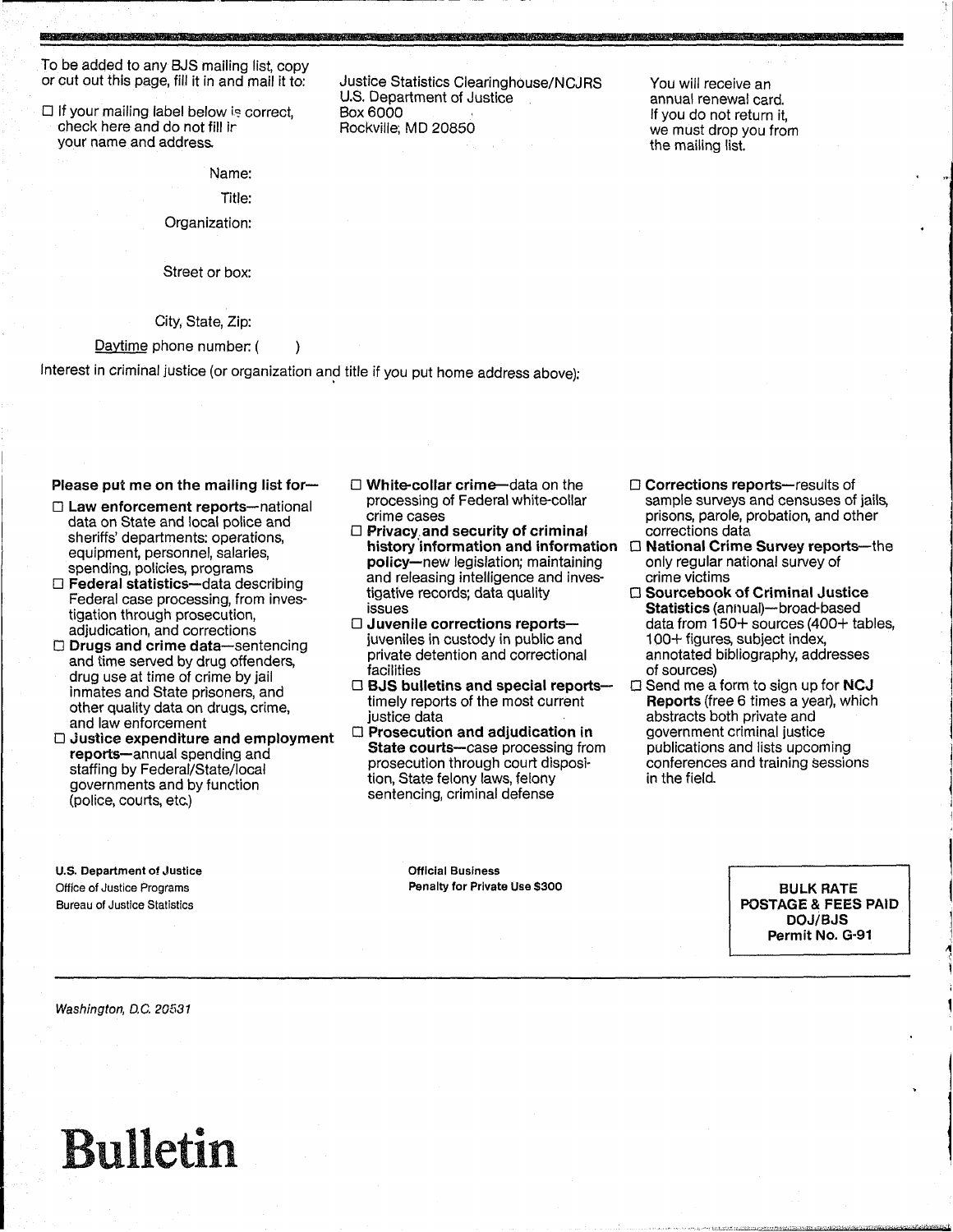To be added to any BJS mailing list, copy or cut out this page, fill it in and mail it to:

☐ If your mailing label below is correct, check here and do not fill in your name and address.

Justice Statistics Clearinghouse/NCJRS
U.S. Department of Justice
Box 6000
Rockville, MD 20850

You will receive an annual renewal card. If you do not return it, we must drop you from the mailing list.

Name:

Title:

Organization:

Street or box:

City, State, Zip:

Daytime phone number: (        )

Interest in criminal justice (or organization and title if you put home address above):

**Please put me on the mailing list for—**

- ☐ **Law enforcement reports**—national data on State and local police and sheriffs' departments: operations, equipment, personnel, salaries, spending, policies, programs
- ☐ **Federal statistics**—data describing Federal case processing, from investigation through prosecution, adjudication, and corrections
- ☐ **Drugs and crime data**—sentencing and time served by drug offenders, drug use at time of crime by jail inmates and State prisoners, and other quality data on drugs, crime, and law enforcement
- ☐ **Justice expenditure and employment reports**—annual spending and staffing by Federal/State/local governments and by function (police, courts, etc.)
- ☐ **White-collar crime**—data on the processing of Federal white-collar crime cases
- ☐ **Privacy and security of criminal history information and information policy**—new legislation; maintaining and releasing intelligence and investigative records; data quality issues
- ☐ **Juvenile corrections reports**—juveniles in custody in public and private detention and correctional facilities
- ☐ **BJS bulletins and special reports**—timely reports of the most current justice data
- ☐ **Prosecution and adjudication in State courts**—case processing from prosecution through court disposition, State felony laws, felony sentencing, criminal defense
- ☐ **Corrections reports**—results of sample surveys and censuses of jails, prisons, parole, probation, and other corrections data
- ☐ **National Crime Survey reports**—the only regular national survey of crime victims
- ☐ **Sourcebook of Criminal Justice Statistics** (annual)—broad-based data from 150+ sources (400+ tables, 100+ figures, subject index, annotated bibliography, addresses of sources)
- ☐ Send me a form to sign up for **NCJ Reports** (free 6 times a year), which abstracts both private and government criminal justice publications and lists upcoming conferences and training sessions in the field.

**U.S. Department of Justice**
Office of Justice Programs
Bureau of Justice Statistics

**Official Business**
**Penalty for Private Use $300**

**BULK RATE**
**POSTAGE & FEES PAID**
**DOJ/BJS**
**Permit No. G-91**

*Washington, D.C. 20531*

# Bulletin